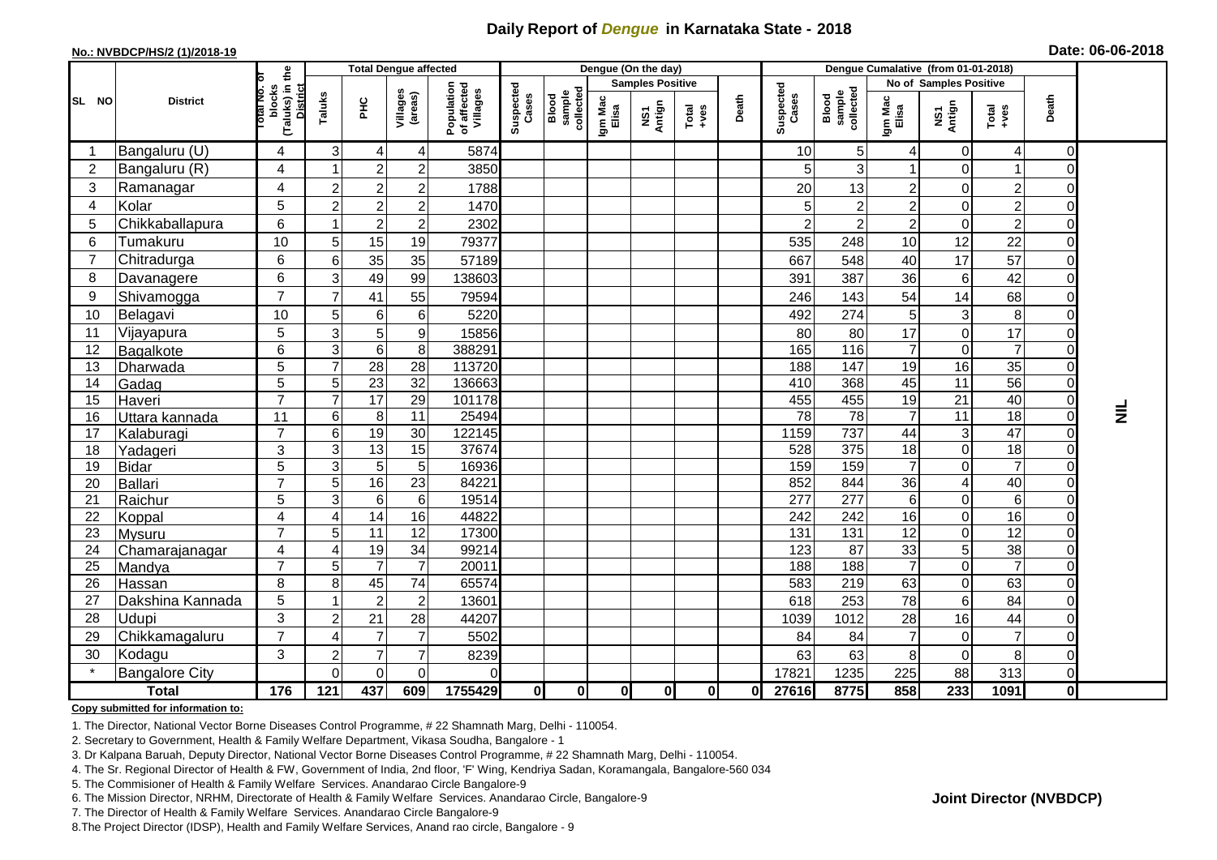# Daily Report of *Dengue* in Karnataka State - 2018

**No.: NVBDCP/HS/2 (1)/2018-19**

**Date: 06-06-2018**

| SL NO | District | Total No. of blocks (Taluks) in the District | Total Dengue affected | | | | Dengue (On the day) | | | | | | | Dengue Cumalative (from 01-01-2018) | | | | | | | |
|---|---|---|---|---|---|---|---|---|---|---|---|---|---|---|---|---|---|---|---|---|
| | | | Taluks | PHC | Villages (areas) | Population of affected Villages | Suspected Cases | Blood sample collected | Samples Positive | | | Death | Suspected Cases | Blood sample collected | No of Samples Positive | | | Death | |
| | | | | | | | | | Igm Mac Elisa | NS1 Antign | Total +ves | | | | Igm Mac Elisa | NS1 Antign | Total +ves | | |
| 1 | Bangaluru (U) | 4 | 3 | 4 | 4 | 5874 | | | | | | | 10 | 5 | 4 | 0 | 4 | 0 | NIL |
| 2 | Bangaluru (R) | 4 | 1 | 2 | 2 | 3850 | | | | | | | 5 | 3 | 1 | 0 | 1 | 0 | |
| 3 | Ramanagar | 4 | 2 | 2 | 2 | 1788 | | | | | | | 20 | 13 | 2 | 0 | 2 | 0 | |
| 4 | Kolar | 5 | 2 | 2 | 2 | 1470 | | | | | | | 5 | 2 | 2 | 0 | 2 | 0 | |
| 5 | Chikkaballapura | 6 | 1 | 2 | 2 | 2302 | | | | | | | 2 | 2 | 2 | 0 | 2 | 0 | |
| 6 | Tumakuru | 10 | 5 | 15 | 19 | 79377 | | | | | | | 535 | 248 | 10 | 12 | 22 | 0 | |
| 7 | Chitradurga | 6 | 6 | 35 | 35 | 57189 | | | | | | | 667 | 548 | 40 | 17 | 57 | 0 | |
| 8 | Davanagere | 6 | 3 | 49 | 99 | 138603 | | | | | | | 391 | 387 | 36 | 6 | 42 | 0 | |
| 9 | Shivamogga | 7 | 7 | 41 | 55 | 79594 | | | | | | | 246 | 143 | 54 | 14 | 68 | 0 | |
| 10 | Belagavi | 10 | 5 | 6 | 6 | 5220 | | | | | | | 492 | 274 | 5 | 3 | 8 | 0 | |
| 11 | Vijayapura | 5 | 3 | 5 | 9 | 15856 | | | | | | | 80 | 80 | 17 | 0 | 17 | 0 | |
| 12 | Bagalkote | 6 | 3 | 6 | 8 | 388291 | | | | | | | 165 | 116 | 7 | 0 | 7 | 0 | |
| 13 | Dharwada | 5 | 7 | 28 | 28 | 113720 | | | | | | | 188 | 147 | 19 | 16 | 35 | 0 | |
| 14 | Gadag | 5 | 5 | 23 | 32 | 136663 | | | | | | | 410 | 368 | 45 | 11 | 56 | 0 | |
| 15 | Haveri | 7 | 7 | 17 | 29 | 101178 | | | | | | | 455 | 455 | 19 | 21 | 40 | 0 | |
| 16 | Uttara kannada | 11 | 6 | 8 | 11 | 25494 | | | | | | | 78 | 78 | 7 | 11 | 18 | 0 | |
| 17 | Kalaburagi | 7 | 6 | 19 | 30 | 122145 | | | | | | | 1159 | 737 | 44 | 3 | 47 | 0 | |
| 18 | Yadageri | 3 | 3 | 13 | 15 | 37674 | | | | | | | 528 | 375 | 18 | 0 | 18 | 0 | |
| 19 | Bidar | 5 | 3 | 5 | 5 | 16936 | | | | | | | 159 | 159 | 7 | 0 | 7 | 0 | |
| 20 | Ballari | 7 | 5 | 16 | 23 | 84221 | | | | | | | 852 | 844 | 36 | 4 | 40 | 0 | |
| 21 | Raichur | 5 | 3 | 6 | 6 | 19514 | | | | | | | 277 | 277 | 6 | 0 | 6 | 0 | |
| 22 | Koppal | 4 | 4 | 14 | 16 | 44822 | | | | | | | 242 | 242 | 16 | 0 | 16 | 0 | |
| 23 | Mysuru | 7 | 5 | 11 | 12 | 17300 | | | | | | | 131 | 131 | 12 | 0 | 12 | 0 | |
| 24 | Chamarajanagar | 4 | 4 | 19 | 34 | 99214 | | | | | | | 123 | 87 | 33 | 5 | 38 | 0 | |
| 25 | Mandya | 7 | 5 | 7 | 7 | 20011 | | | | | | | 188 | 188 | 7 | 0 | 7 | 0 | |
| 26 | Hassan | 8 | 8 | 45 | 74 | 65574 | | | | | | | 583 | 219 | 63 | 0 | 63 | 0 | |
| 27 | Dakshina Kannada | 5 | 1 | 2 | 2 | 13601 | | | | | | | 618 | 253 | 78 | 6 | 84 | 0 | |
| 28 | Udupi | 3 | 2 | 21 | 28 | 44207 | | | | | | | 1039 | 1012 | 28 | 16 | 44 | 0 | |
| 29 | Chikkamagaluru | 7 | 4 | 7 | 7 | 5502 | | | | | | | 84 | 84 | 7 | 0 | 7 | 0 | |
| 30 | Kodagu | 3 | 2 | 7 | 7 | 8239 | | | | | | | 63 | 63 | 8 | 0 | 8 | 0 | |
| * | Bangalore City | | 0 | 0 | 0 | 0 | | | | | | | 17821 | 1235 | 225 | 88 | 313 | 0 | |
| | **Total** | **176** | **121** | **437** | **609** | **1755429** | **0** | **0** | **0** | **0** | **0** | **0** | **27616** | **8775** | **858** | **233** | **1091** | **0** | |

**Copy submitted for information to:**

1. The Director, National Vector Borne Diseases Control Programme, # 22 Shamnath Marg, Delhi - 110054.
2. Secretary to Government, Health & Family Welfare Department, Vikasa Soudha, Bangalore - 1
3. Dr Kalpana Baruah, Deputy Director, National Vector Borne Diseases Control Programme, # 22 Shamnath Marg, Delhi - 110054.
4. The Sr. Regional Director of Health & FW, Government of India, 2nd floor, 'F' Wing, Kendriya Sadan, Koramangala, Bangalore-560 034
5. The Commisioner of Health & Family Welfare Services. Anandarao Circle Bangalore-9
6. The Mission Director, NRHM, Directorate of Health & Family Welfare Services. Anandarao Circle, Bangalore-9
7. The Director of Health & Family Welfare Services. Anandarao Circle Bangalore-9
8. The Project Director (IDSP), Health and Family Welfare Services, Anand rao circle, Bangalore - 9

**Joint Director (NVBDCP)**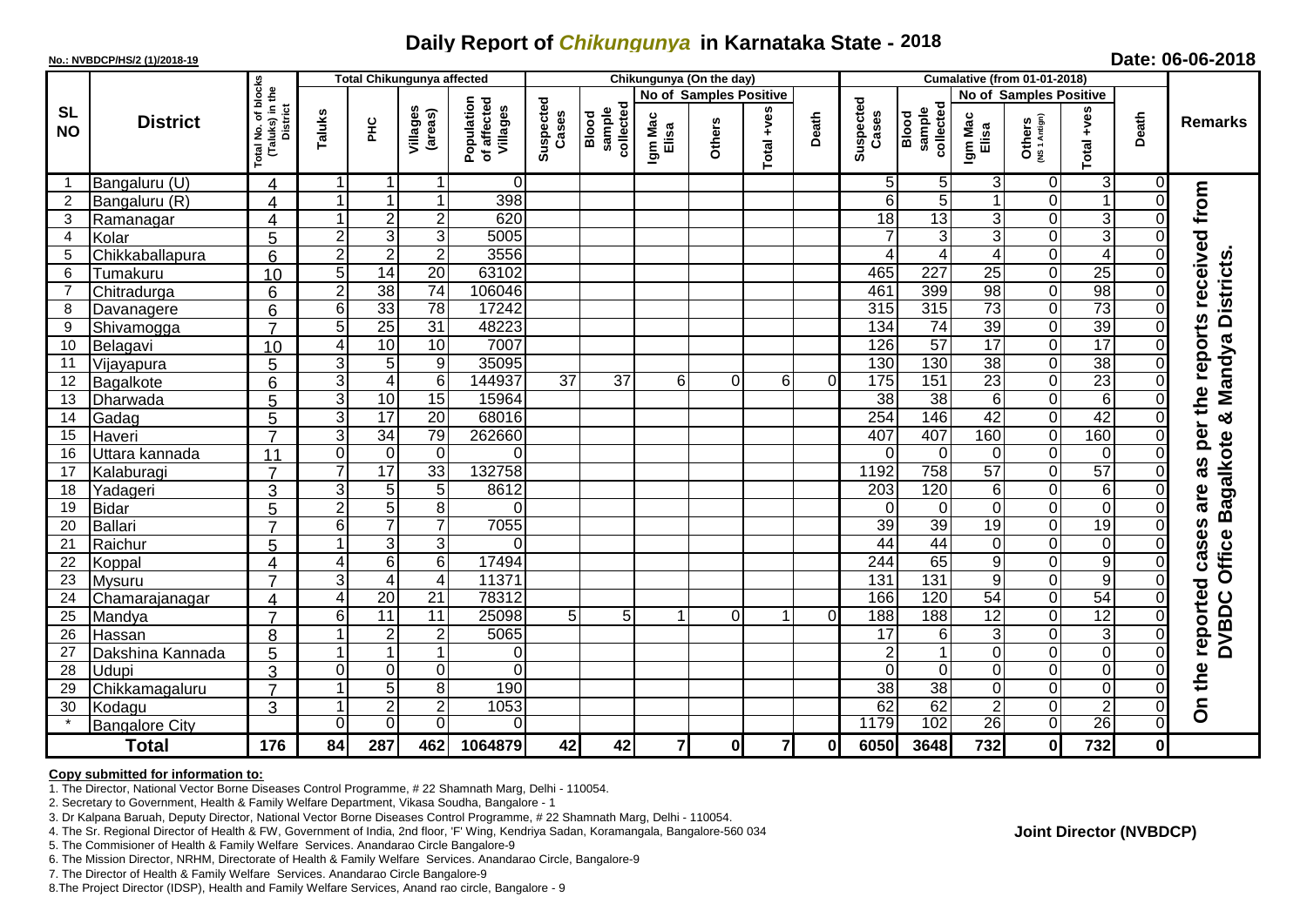# Daily Report of *Chikungunya* in Karnataka State - 2018

**No.: NVBDCP/HS/2 (1)/2018-19**

**Date: 06-06-2018**

| SL NO | District | Total No. of blocks (Taluks) in the District | Total Chikungunya affected | | | | Chikungunya (On the day) | | | | | | | Cumalative (from 01-01-2018) | | | | | | | Remarks |
|---|---|---|---|---|---|---|---|---|---|---|---|---|---|---|---|---|---|---|---|---|---|
| | | | Taluks | PHC | Villages (areas) | Population of affected Villages | Suspected Cases | Blood sample collected | No of Samples Positive | | | Death | Suspected Cases | Blood sample collected | No of Samples Positive | | | Death | |
| | | | | | | | | | Igm Mac Elisa | Others | Total +ves | | | | Igm Mac Elisa | Others (NS 1 Antign) | Total +ves | | |
| 1 | Bangaluru (U) | 4 | 1 | 1 | 1 | 0 | | | | | | | 5 | 5 | 3 | 0 | 3 | 0 | On the reported cases are as per the reports received from DVBDC Office Bagalkote & Mandya Districts. |
| 2 | Bangaluru (R) | 4 | 1 | 1 | 1 | 398 | | | | | | | 6 | 5 | 1 | 0 | 1 | 0 | |
| 3 | Ramanagar | 4 | 1 | 2 | 2 | 620 | | | | | | | 18 | 13 | 3 | 0 | 3 | 0 | |
| 4 | Kolar | 5 | 2 | 3 | 3 | 5005 | | | | | | | 7 | 3 | 3 | 0 | 3 | 0 | |
| 5 | Chikkaballapura | 6 | 2 | 2 | 2 | 3556 | | | | | | | 4 | 4 | 4 | 0 | 4 | 0 | |
| 6 | Tumakuru | 10 | 5 | 14 | 20 | 63102 | | | | | | | 465 | 227 | 25 | 0 | 25 | 0 | |
| 7 | Chitradurga | 6 | 2 | 38 | 74 | 106046 | | | | | | | 461 | 399 | 98 | 0 | 98 | 0 | |
| 8 | Davanagere | 6 | 6 | 33 | 78 | 17242 | | | | | | | 315 | 315 | 73 | 0 | 73 | 0 | |
| 9 | Shivamogga | 7 | 5 | 25 | 31 | 48223 | | | | | | | 134 | 74 | 39 | 0 | 39 | 0 | |
| 10 | Belagavi | 10 | 4 | 10 | 10 | 7007 | | | | | | | 126 | 57 | 17 | 0 | 17 | 0 | |
| 11 | Vijayapura | 5 | 3 | 5 | 9 | 35095 | | | | | | | 130 | 130 | 38 | 0 | 38 | 0 | |
| 12 | Bagalkote | 6 | 3 | 4 | 6 | 144937 | 37 | 37 | 6 | 0 | 6 | 0 | 175 | 151 | 23 | 0 | 23 | 0 | |
| 13 | Dharwada | 5 | 3 | 10 | 15 | 15964 | | | | | | | 38 | 38 | 6 | 0 | 6 | 0 | |
| 14 | Gadag | 5 | 3 | 17 | 20 | 68016 | | | | | | | 254 | 146 | 42 | 0 | 42 | 0 | |
| 15 | Haveri | 7 | 3 | 34 | 79 | 262660 | | | | | | | 407 | 407 | 160 | 0 | 160 | 0 | |
| 16 | Uttara kannada | 11 | 0 | 0 | 0 | 0 | | | | | | | 0 | 0 | 0 | 0 | 0 | 0 | |
| 17 | Kalaburagi | 7 | 7 | 17 | 33 | 132758 | | | | | | | 1192 | 758 | 57 | 0 | 57 | 0 | |
| 18 | Yadageri | 3 | 3 | 5 | 5 | 8612 | | | | | | | 203 | 120 | 6 | 0 | 6 | 0 | |
| 19 | Bidar | 5 | 2 | 5 | 8 | 0 | | | | | | | 0 | 0 | 0 | 0 | 0 | 0 | |
| 20 | Ballari | 7 | 6 | 7 | 7 | 7055 | | | | | | | 39 | 39 | 19 | 0 | 19 | 0 | |
| 21 | Raichur | 5 | 1 | 3 | 3 | 0 | | | | | | | 44 | 44 | 0 | 0 | 0 | 0 | |
| 22 | Koppal | 4 | 4 | 6 | 6 | 17494 | | | | | | | 244 | 65 | 9 | 0 | 9 | 0 | |
| 23 | Mysuru | 7 | 3 | 4 | 4 | 11371 | | | | | | | 131 | 131 | 9 | 0 | 9 | 0 | |
| 24 | Chamarajanagar | 4 | 4 | 20 | 21 | 78312 | | | | | | | 166 | 120 | 54 | 0 | 54 | 0 | |
| 25 | Mandya | 7 | 6 | 11 | 11 | 25098 | 5 | 5 | 1 | 0 | 1 | 0 | 188 | 188 | 12 | 0 | 12 | 0 | |
| 26 | Hassan | 8 | 1 | 2 | 2 | 5065 | | | | | | | 17 | 6 | 3 | 0 | 3 | 0 | |
| 27 | Dakshina Kannada | 5 | 1 | 1 | 1 | 0 | | | | | | | 2 | 1 | 0 | 0 | 0 | 0 | |
| 28 | Udupi | 3 | 0 | 0 | 0 | 0 | | | | | | | 0 | 0 | 0 | 0 | 0 | 0 | |
| 29 | Chikkamagaluru | 7 | 1 | 5 | 8 | 190 | | | | | | | 38 | 38 | 0 | 0 | 0 | 0 | |
| 30 | Kodagu | 3 | 1 | 2 | 2 | 1053 | | | | | | | 62 | 62 | 2 | 0 | 2 | 0 | |
| * | Bangalore City | | 0 | 0 | 0 | 0 | | | | | | | 1179 | 102 | 26 | 0 | 26 | 0 | |
| | **Total** | **176** | **84** | **287** | **462** | **1064879** | **42** | **42** | **7** | **0** | **7** | **0** | **6050** | **3648** | **732** | **0** | **732** | **0** | |

**Copy submitted for information to:**

1. The Director, National Vector Borne Diseases Control Programme, # 22 Shamnath Marg, Delhi - 110054.
2. Secretary to Government, Health & Family Welfare Department, Vikasa Soudha, Bangalore - 1
3. Dr Kalpana Baruah, Deputy Director, National Vector Borne Diseases Control Programme, # 22 Shamnath Marg, Delhi - 110054.
4. The Sr. Regional Director of Health & FW, Government of India, 2nd floor, 'F' Wing, Kendriya Sadan, Koramangala, Bangalore-560 034
5. The Commisioner of Health & Family Welfare Services. Anandarao Circle Bangalore-9
6. The Mission Director, NRHM, Directorate of Health & Family Welfare Services. Anandarao Circle, Bangalore-9
7. The Director of Health & Family Welfare Services. Anandarao Circle Bangalore-9
8. The Project Director (IDSP), Health and Family Welfare Services, Anand rao circle, Bangalore - 9

**Joint Director (NVBDCP)**